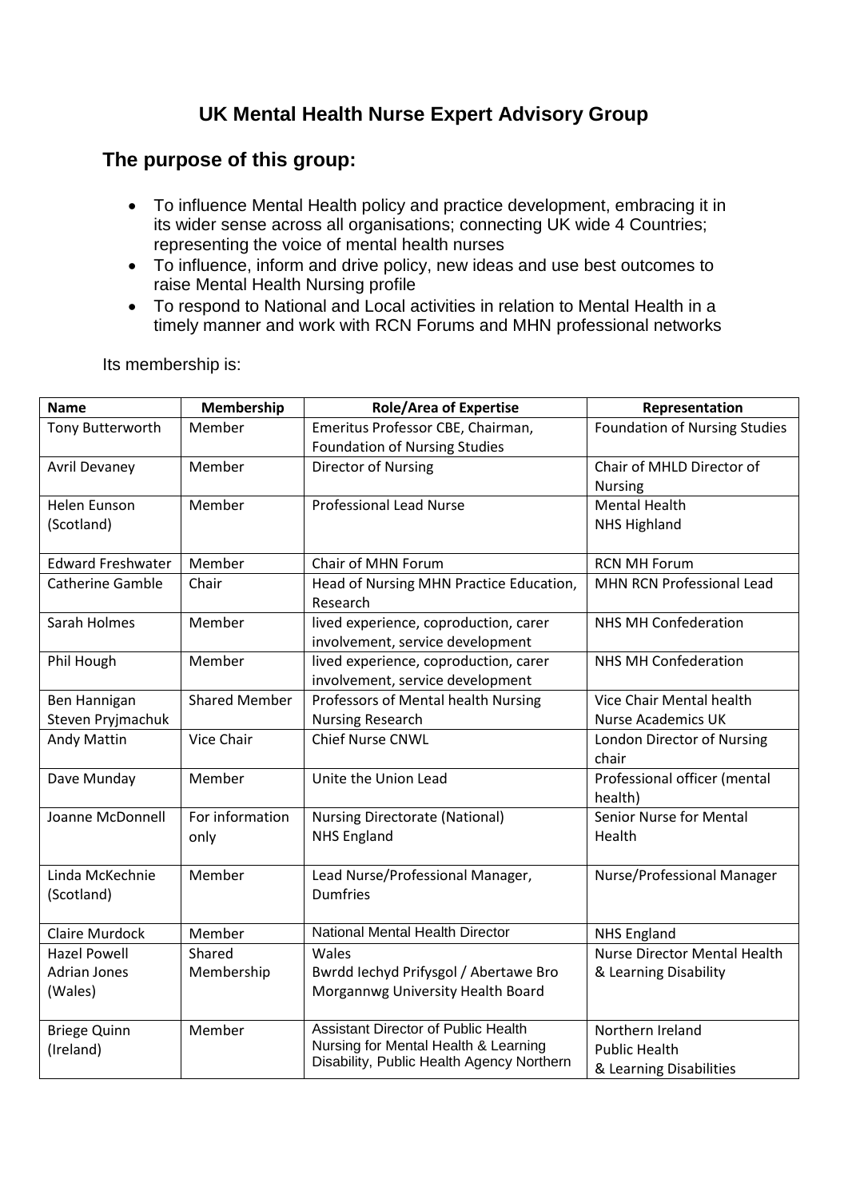# UK Mental Health Nurse Expert Advisory Group

## The purpose of this group:

- To influence Mental Health policy and practice development, embracing it in its wider sense across all organisations; connecting UK wide 4 Countries; representing the voice of mental health nurses
- To influence, inform and drive policy, new ideas and use best outcomes to raise Mental Health Nursing profile
- To respond to National and Local activities in relation to Mental Health in a timely manner and work with RCN Forums and MHN professional networks

Its membership is:

| Name | Membership | Role/Area of Expertise | Representation |
|---|---|---|---|
| Tony Butterworth | Member | Emeritus Professor CBE, Chairman, Foundation of Nursing Studies | Foundation of Nursing Studies |
| Avril Devaney | Member | Director of Nursing | Chair of MHLD Director of Nursing |
| Helen Eunson (Scotland) | Member | Professional Lead Nurse | Mental Health NHS Highland |
| Edward Freshwater | Member | Chair of MHN Forum | RCN MH Forum |
| Catherine Gamble | Chair | Head of Nursing MHN Practice Education, Research | MHN RCN Professional Lead |
| Sarah Holmes | Member | lived experience, coproduction, carer involvement, service development | NHS MH Confederation |
| Phil Hough | Member | lived experience, coproduction, carer involvement, service development | NHS MH Confederation |
| Ben Hannigan Steven Pryjmachuk | Shared Member | Professors of Mental health Nursing Nursing Research | Vice Chair Mental health Nurse Academics UK |
| Andy Mattin | Vice Chair | Chief Nurse CNWL | London Director of Nursing chair |
| Dave Munday | Member | Unite the Union Lead | Professional officer (mental health) |
| Joanne McDonnell | For information only | Nursing Directorate (National) NHS England | Senior Nurse for Mental Health |
| Linda McKechnie (Scotland) | Member | Lead Nurse/Professional Manager, Dumfries | Nurse/Professional Manager |
| Claire Murdock | Member | National Mental Health Director | NHS England |
| Hazel Powell Adrian Jones (Wales) | Shared Membership | Wales Bwrdd Iechyd Prifysgol / Abertawe Bro Morgannwg University Health Board | Nurse Director Mental Health & Learning Disability |
| Briege Quinn (Ireland) | Member | Assistant Director of Public Health Nursing for Mental Health & Learning Disability, Public Health Agency Northern | Northern Ireland Public Health & Learning Disabilities |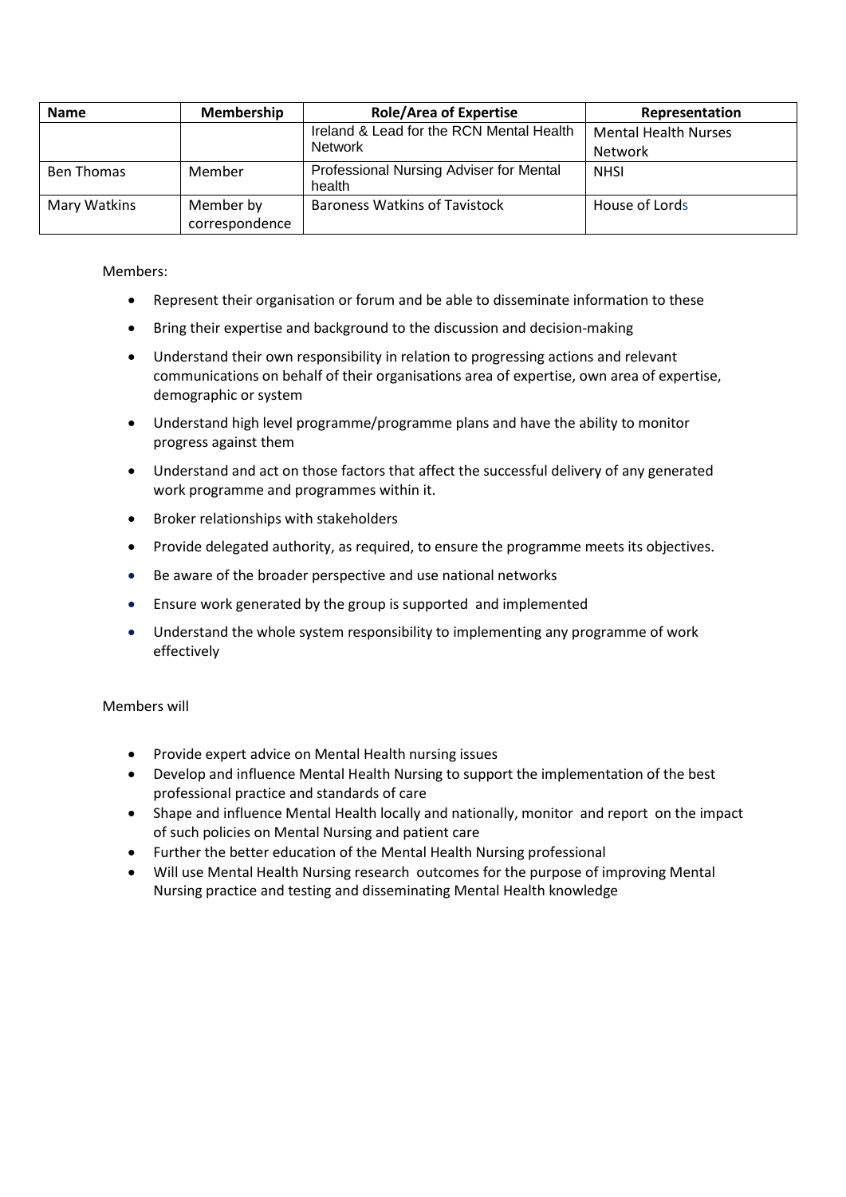| Name | Membership | Role/Area of Expertise | Representation |
| --- | --- | --- | --- |
| | | Ireland & Lead for the RCN Mental Health Network | Mental Health Nurses Network |
| Ben Thomas | Member | Professional Nursing Adviser for Mental health | NHSI |
| Mary Watkins | Member by correspondence | Baroness Watkins of Tavistock | House of Lords |

Members:

- Represent their organisation or forum and be able to disseminate information to these
- Bring their expertise and background to the discussion and decision-making
- Understand their own responsibility in relation to progressing actions and relevant communications on behalf of their organisations area of expertise, own area of expertise, demographic or system
- Understand high level programme/programme plans and have the ability to monitor progress against them
- Understand and act on those factors that affect the successful delivery of any generated work programme and programmes within it.
- Broker relationships with stakeholders
- Provide delegated authority, as required, to ensure the programme meets its objectives.
- Be aware of the broader perspective and use national networks
- Ensure work generated by the group is supported and implemented
- Understand the whole system responsibility to implementing any programme of work effectively

Members will

- Provide expert advice on Mental Health nursing issues
- Develop and influence Mental Health Nursing to support the implementation of the best professional practice and standards of care
- Shape and influence Mental Health locally and nationally, monitor and report on the impact of such policies on Mental Nursing and patient care
- Further the better education of the Mental Health Nursing professional
- Will use Mental Health Nursing research outcomes for the purpose of improving Mental Nursing practice and testing and disseminating Mental Health knowledge